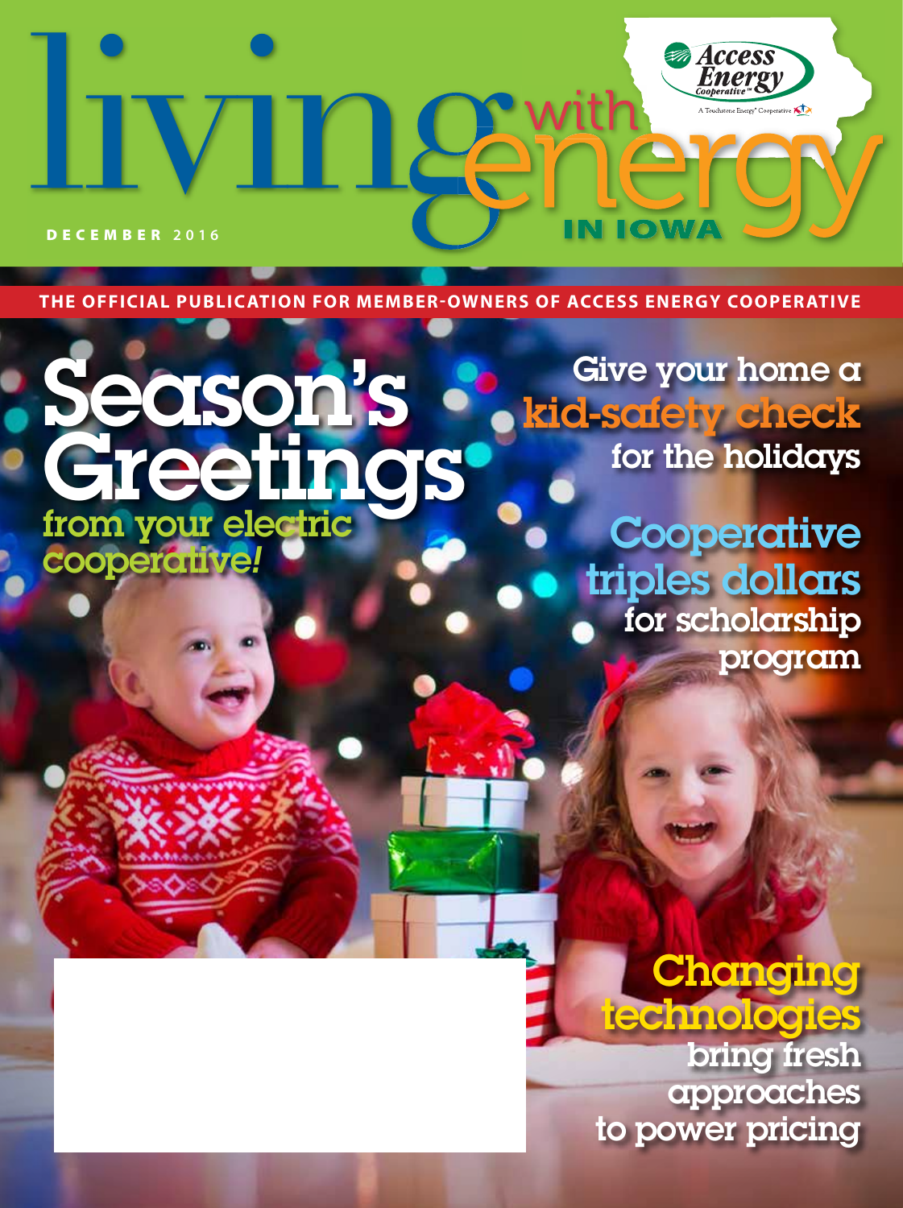# living with energy IN IOWA

DECEMBER 2016

Access Energy Cooperative

A Touchstone Energy® Cooperative

THE OFFICIAL PUBLICATION FOR MEMBER-OWNERS OF ACCESS ENERGY COOPERATIVE

## Season's Greetings

from your electric cooperative!

## Give your home a kid-safety check for the holidays

## Cooperative triples dollars for scholarship program

## Changing technologies bring fresh approaches to power pricing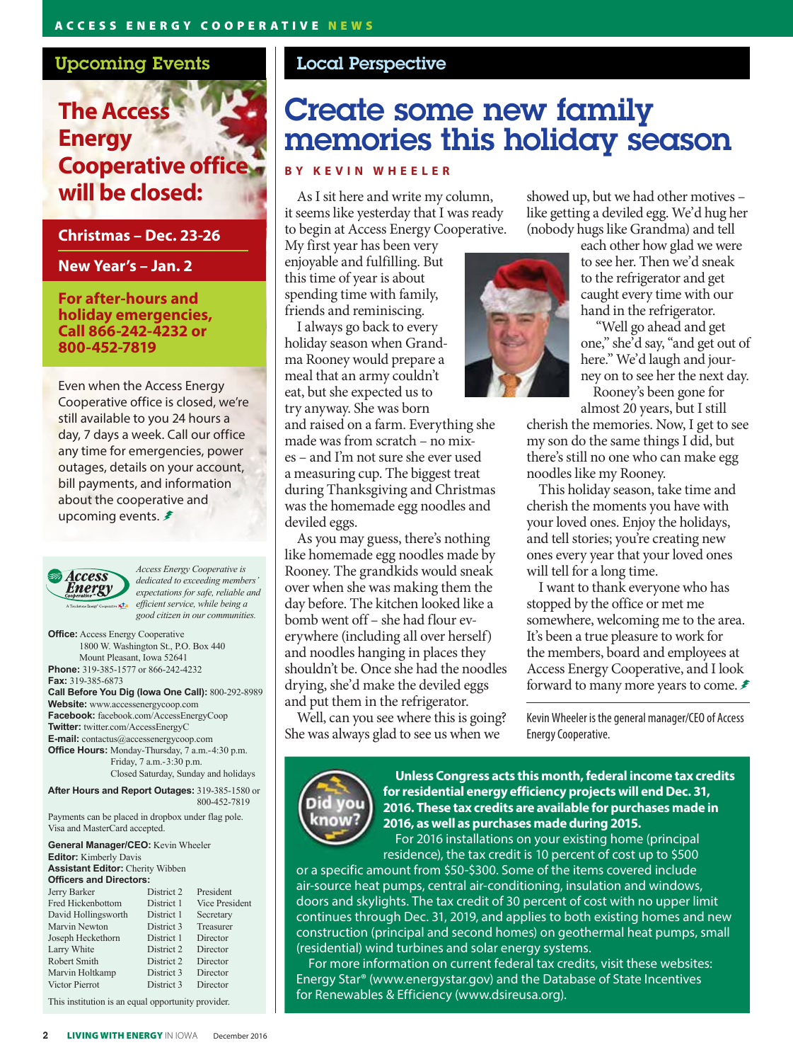## Upcoming Events

### The Access Energy Cooperative office will be closed:

**Christmas – Dec. 23-26**

**New Year's – Jan. 2**

**For after-hours and holiday emergencies, Call 866-242-4232 or 800-452-7819**

Even when the Access Energy Cooperative office is closed, we're still available to you 24 hours a day, 7 days a week. Call our office any time for emergencies, power outages, details on your account, bill payments, and information about the cooperative and upcoming events.

*Access Energy Cooperative is dedicated to exceeding members' expectations for safe, reliable and efficient service, while being a good citizen in our communities.*

**Office:** Access Energy Cooperative
1800 W. Washington St., P.O. Box 440
Mount Pleasant, Iowa 52641

**Phone:** 319-385-1577 or 866-242-4232

**Fax:** 319-385-6873

**Call Before You Dig (Iowa One Call):** 800-292-8989

**Website:** www.accessenergycoop.com

**Facebook:** facebook.com/AccessEnergyCoop

**Twitter:** twitter.com/AccessEnergyC

**E-mail:** contactus@accessenergycoop.com

**Office Hours:** Monday-Thursday, 7 a.m.-4:30 p.m.
Friday, 7 a.m.-3:30 p.m.
Closed Saturday, Sunday and holidays

**After Hours and Report Outages:** 319-385-1580 or 800-452-7819

Payments can be placed in dropbox under flag pole. Visa and MasterCard accepted.

**General Manager/CEO:** Kevin Wheeler

**Editor:** Kimberly Davis

**Assistant Editor:** Cherity Wibben

**Officers and Directors:**

| Name | District | Title |
|---|---|---|
| Jerry Barker | District 2 | President |
| Fred Hickenbottom | District 1 | Vice President |
| David Hollingsworth | District 1 | Secretary |
| Marvin Newton | District 3 | Treasurer |
| Joseph Heckethorn | District 1 | Director |
| Larry White | District 2 | Director |
| Robert Smith | District 2 | Director |
| Marvin Holtkamp | District 3 | Director |
| Victor Pierrot | District 3 | Director |

This institution is an equal opportunity provider.

## Local Perspective

# Create some new family memories this holiday season

**BY KEVIN WHEELER**

As I sit here and write my column, it seems like yesterday that I was ready to begin at Access Energy Cooperative. My first year has been very enjoyable and fulfilling. But this time of year is about spending time with family, friends and reminiscing.

I always go back to every holiday season when Grandma Rooney would prepare a meal that an army couldn't eat, but she expected us to try anyway. She was born and raised on a farm. Everything she made was from scratch – no mixes – and I'm not sure she ever used a measuring cup. The biggest treat during Thanksgiving and Christmas was the homemade egg noodles and deviled eggs.

As you may guess, there's nothing like homemade egg noodles made by Rooney. The grandkids would sneak over when she was making them the day before. The kitchen looked like a bomb went off – she had flour everywhere (including all over herself) and noodles hanging in places they shouldn't be. Once she had the noodles drying, she'd make the deviled eggs and put them in the refrigerator.

Well, can you see where this is going? She was always glad to see us when we showed up, but we had other motives – like getting a deviled egg. We'd hug her (nobody hugs like Grandma) and tell each other how glad we were to see her. Then we'd sneak to the refrigerator and get caught every time with our hand in the refrigerator.

"Well go ahead and get one," she'd say, "and get out of here." We'd laugh and journey on to see her the next day.

Rooney's been gone for almost 20 years, but I still cherish the memories. Now, I get to see my son do the same things I did, but there's still no one who can make egg noodles like my Rooney.

This holiday season, take time and cherish the moments you have with your loved ones. Enjoy the holidays, and tell stories; you're creating new ones every year that your loved ones will tell for a long time.

I want to thank everyone who has stopped by the office or met me somewhere, welcoming me to the area. It's been a true pleasure to work for the members, board and employees at Access Energy Cooperative, and I look forward to many more years to come.

Kevin Wheeler is the general manager/CEO of Access Energy Cooperative.

**Did you know?**

**Unless Congress acts this month, federal income tax credits for residential energy efficiency projects will end Dec. 31, 2016. These tax credits are available for purchases made in 2016, as well as purchases made during 2015.**

For 2016 installations on your existing home (principal residence), the tax credit is 10 percent of cost up to $500 or a specific amount from $50-$300. Some of the items covered include air-source heat pumps, central air-conditioning, insulation and windows, doors and skylights. The tax credit of 30 percent of cost with no upper limit continues through Dec. 31, 2019, and applies to both existing homes and new construction (principal and second homes) on geothermal heat pumps, small (residential) wind turbines and solar energy systems.

For more information on current federal tax credits, visit these websites: Energy Star® (www.energystar.gov) and the Database of State Incentives for Renewables & Efficiency (www.dsireusa.org).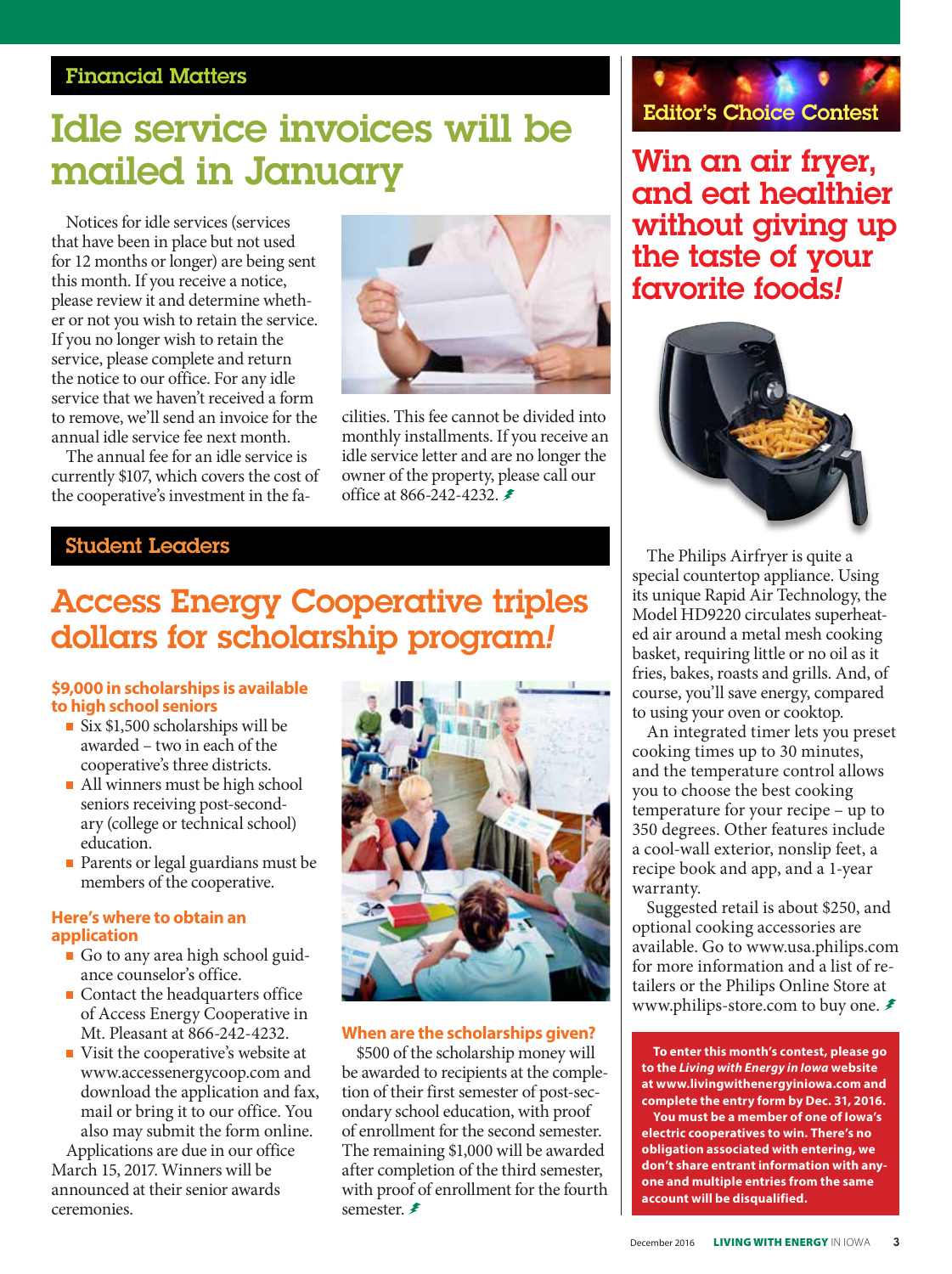## Financial Matters

# Idle service invoices will be mailed in January

Notices for idle services (services that have been in place but not used for 12 months or longer) are being sent this month. If you receive a notice, please review it and determine whether or not you wish to retain the service. If you no longer wish to retain the service, please complete and return the notice to our office. For any idle service that we haven't received a form to remove, we'll send an invoice for the annual idle service fee next month.

The annual fee for an idle service is currently $107, which covers the cost of the cooperative's investment in the facilities. This fee cannot be divided into monthly installments. If you receive an idle service letter and are no longer the owner of the property, please call our office at 866-242-4232.

## Student Leaders

# Access Energy Cooperative triples dollars for scholarship program!

**$9,000 in scholarships is available to high school seniors**

- Six $1,500 scholarships will be awarded – two in each of the cooperative's three districts.
- All winners must be high school seniors receiving post-secondary (college or technical school) education.
- Parents or legal guardians must be members of the cooperative.

**Here's where to obtain an application**

- Go to any area high school guidance counselor's office.
- Contact the headquarters office of Access Energy Cooperative in Mt. Pleasant at 866-242-4232.
- Visit the cooperative's website at www.accessenergycoop.com and download the application and fax, mail or bring it to our office. You also may submit the form online.

Applications are due in our office March 15, 2017. Winners will be announced at their senior awards ceremonies.

**When are the scholarships given?**

$500 of the scholarship money will be awarded to recipients at the completion of their first semester of post-secondary school education, with proof of enrollment for the second semester. The remaining $1,000 will be awarded after completion of the third semester, with proof of enrollment for the fourth semester.

## Editor's Choice Contest

# Win an air fryer, and eat healthier without giving up the taste of your favorite foods!

The Philips Airfryer is quite a special countertop appliance. Using its unique Rapid Air Technology, the Model HD9220 circulates superheated air around a metal mesh cooking basket, requiring little or no oil as it fries, bakes, roasts and grills. And, of course, you'll save energy, compared to using your oven or cooktop.

An integrated timer lets you preset cooking times up to 30 minutes, and the temperature control allows you to choose the best cooking temperature for your recipe – up to 350 degrees. Other features include a cool-wall exterior, nonslip feet, a recipe book and app, and a 1-year warranty.

Suggested retail is about $250, and optional cooking accessories are available. Go to www.usa.philips.com for more information and a list of retailers or the Philips Online Store at www.philips-store.com to buy one.

**To enter this month's contest, please go to the *Living with Energy in Iowa* website at www.livingwithenergyiniowa.com and complete the entry form by Dec. 31, 2016.**

**You must be a member of one of Iowa's electric cooperatives to win. There's no obligation associated with entering, we don't share entrant information with anyone and multiple entries from the same account will be disqualified.**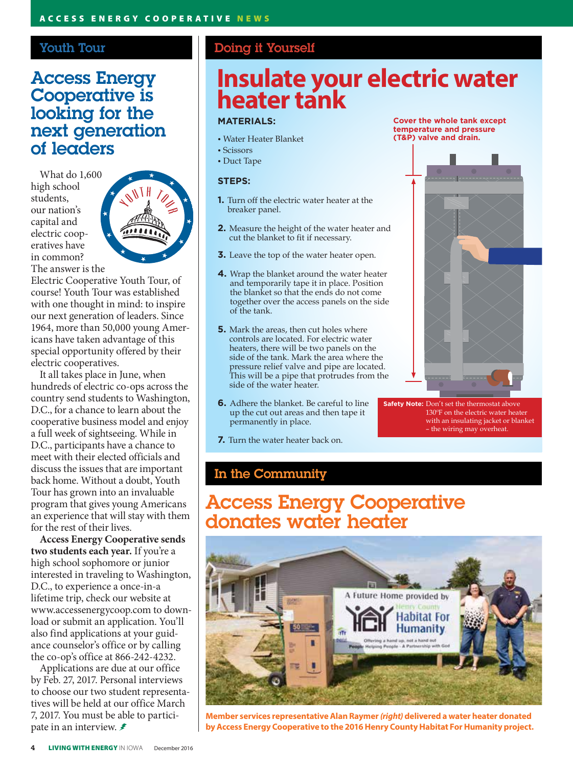## Youth Tour

# Access Energy Cooperative is looking for the next generation of leaders

What do 1,600 high school students, our nation's capital and electric cooperatives have in common? The answer is the Electric Cooperative Youth Tour, of course! Youth Tour was established with one thought in mind: to inspire our next generation of leaders. Since 1964, more than 50,000 young Americans have taken advantage of this special opportunity offered by their electric cooperatives.

It all takes place in June, when hundreds of electric co-ops across the country send students to Washington, D.C., for a chance to learn about the cooperative business model and enjoy a full week of sightseeing. While in D.C., participants have a chance to meet with their elected officials and discuss the issues that are important back home. Without a doubt, Youth Tour has grown into an invaluable program that gives young Americans an experience that will stay with them for the rest of their lives.

**Access Energy Cooperative sends two students each year.** If you're a high school sophomore or junior interested in traveling to Washington, D.C., to experience a once-in-a lifetime trip, check our website at www.accessenergycoop.com to download or submit an application. You'll also find applications at your guidance counselor's office or by calling the co-op's office at 866-242-4232.

Applications are due at our office by Feb. 27, 2017. Personal interviews to choose our two student representatives will be held at our office March 7, 2017. You must be able to participate in an interview.

## Doing it Yourself

# Insulate your electric water heater tank

**MATERIALS:**

- Water Heater Blanket
- Scissors
- Duct Tape

**STEPS:**

1. Turn off the electric water heater at the breaker panel.
2. Measure the height of the water heater and cut the blanket to fit if necessary.
3. Leave the top of the water heater open.
4. Wrap the blanket around the water heater and temporarily tape it in place. Position the blanket so that the ends do not come together over the access panels on the side of the tank.
5. Mark the areas, then cut holes where controls are located. For electric water heaters, there will be two panels on the side of the tank. Mark the area where the pressure relief valve and pipe are located. This will be a pipe that protrudes from the side of the water heater.
6. Adhere the blanket. Be careful to line up the cut out areas and then tape it permanently in place.
7. Turn the water heater back on.

**Cover the whole tank except temperature and pressure (T&P) valve and drain.**

**Safety Note:** Don't set the thermostat above 130°F on the electric water heater with an insulating jacket or blanket – the wiring may overheat.

## In the Community

# Access Energy Cooperative donates water heater

**Member services representative Alan Raymer *(right)* delivered a water heater donated by Access Energy Cooperative to the 2016 Henry County Habitat For Humanity project.**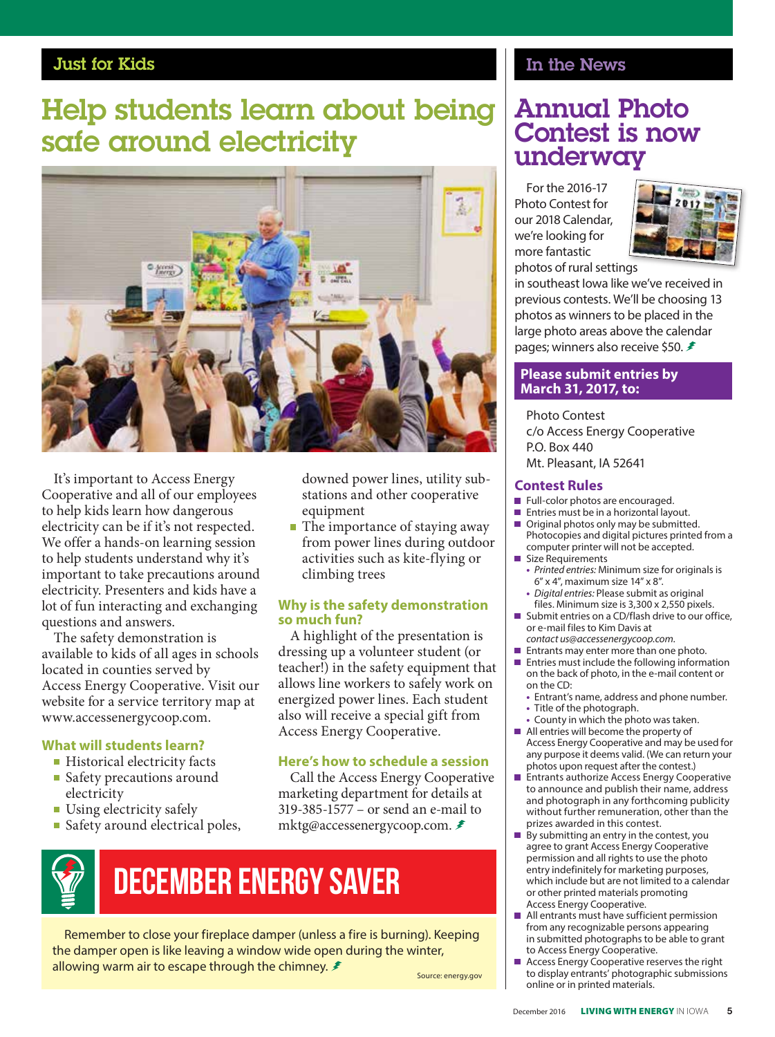## Just for Kids

# Help students learn about being safe around electricity

It's important to Access Energy Cooperative and all of our employees to help kids learn how dangerous electricity can be if it's not respected. We offer a hands-on learning session to help students understand why it's important to take precautions around electricity. Presenters and kids have a lot of fun interacting and exchanging questions and answers.

The safety demonstration is available to kids of all ages in schools located in counties served by Access Energy Cooperative. Visit our website for a service territory map at www.accessenergycoop.com.

### What will students learn?

- Historical electricity facts
- Safety precautions around electricity
- Using electricity safely
- Safety around electrical poles, downed power lines, utility substations and other cooperative equipment
- The importance of staying away from power lines during outdoor activities such as kite-flying or climbing trees

### Why is the safety demonstration so much fun?

A highlight of the presentation is dressing up a volunteer student (or teacher!) in the safety equipment that allows line workers to safely work on energized power lines. Each student also will receive a special gift from Access Energy Cooperative.

### Here's how to schedule a session

Call the Access Energy Cooperative marketing department for details at 319-385-1577 – or send an e-mail to mktg@accessenergycoop.com.

## DECEMBER ENERGY SAVER

Remember to close your fireplace damper (unless a fire is burning). Keeping the damper open is like leaving a window wide open during the winter, allowing warm air to escape through the chimney.

Source: energy.gov

## In the News

# Annual Photo Contest is now underway

For the 2016-17 Photo Contest for our 2018 Calendar, we're looking for more fantastic photos of rural settings in southeast Iowa like we've received in previous contests. We'll be choosing 13 photos as winners to be placed in the large photo areas above the calendar pages; winners also receive $50.

**Please submit entries by March 31, 2017, to:**

Photo Contest
c/o Access Energy Cooperative
P.O. Box 440
Mt. Pleasant, IA 52641

### Contest Rules

- Full-color photos are encouraged.
- Entries must be in a horizontal layout.
- Original photos only may be submitted. Photocopies and digital pictures printed from a computer printer will not be accepted.
- Size Requirements
  - *Printed entries:* Minimum size for originals is 6" x 4", maximum size 14" x 8".
  - *Digital entries:* Please submit as original files. Minimum size is 3,300 x 2,550 pixels.
- Submit entries on a CD/flash drive to our office, or e-mail files to Kim Davis at *contact us@accessenergycoop.com.*
- Entrants may enter more than one photo.
- Entries must include the following information on the back of photo, in the e-mail content or on the CD:
  - Entrant's name, address and phone number.
  - Title of the photograph.
  - County in which the photo was taken.
- All entries will become the property of Access Energy Cooperative and may be used for any purpose it deems valid. (We can return your photos upon request after the contest.)
- Entrants authorize Access Energy Cooperative to announce and publish their name, address and photograph in any forthcoming publicity without further remuneration, other than the prizes awarded in this contest.
- By submitting an entry in the contest, you agree to grant Access Energy Cooperative permission and all rights to use the photo entry indefinitely for marketing purposes, which include but are not limited to a calendar or other printed materials promoting Access Energy Cooperative.
- All entrants must have sufficient permission from any recognizable persons appearing in submitted photographs to be able to grant to Access Energy Cooperative.
- Access Energy Cooperative reserves the right to display entrants' photographic submissions online or in printed materials.